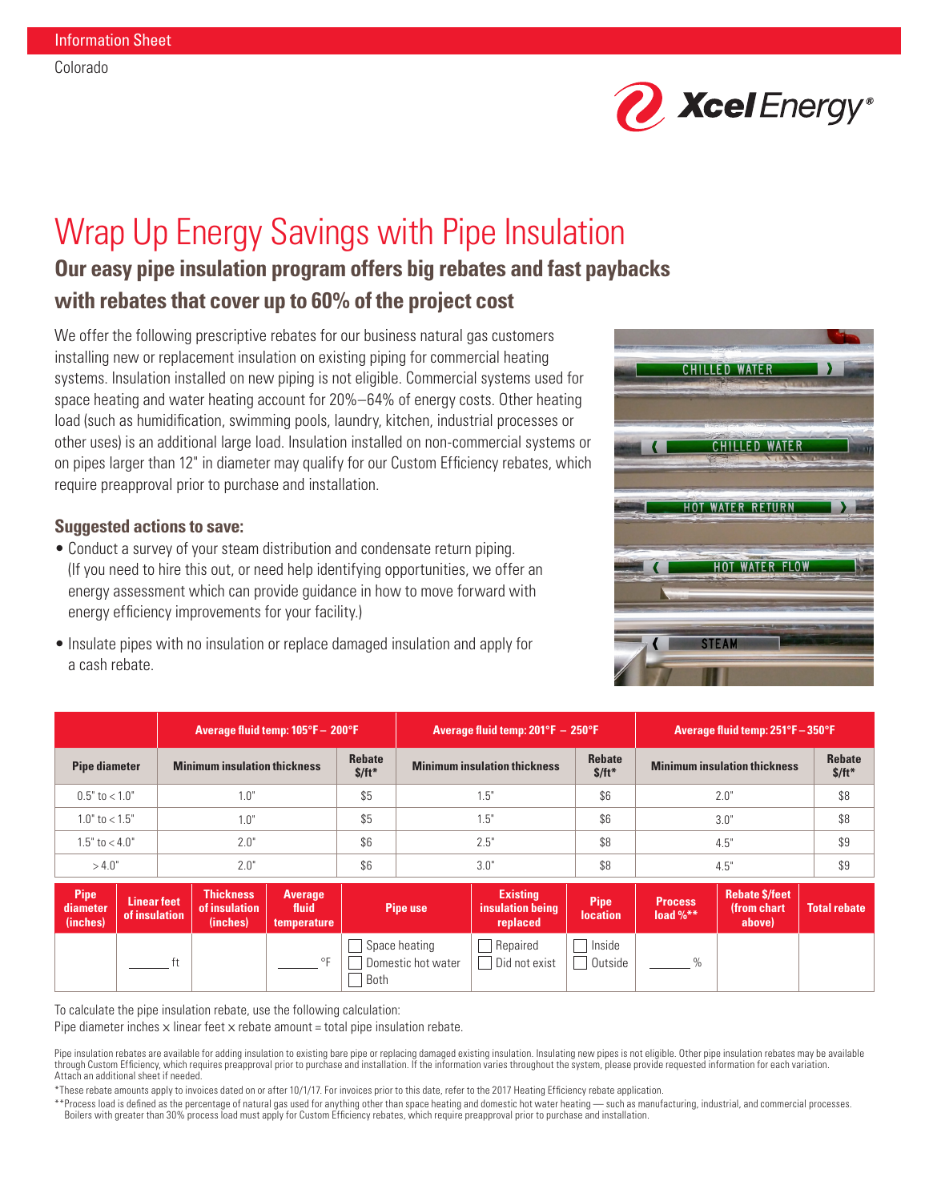Information Sheet

Colorado

# Wrap Up Energy Savings with Pipe Insulation

## Our easy pipe insulation program offers big rebates and fast paybacks with rebates that cover up to 60% of the project cost

We offer the following prescriptive rebates for our business natural gas customers installing new or replacement insulation on existing piping for commercial heating systems. Insulation installed on new piping is not eligible. Commercial systems used for space heating and water heating account for 20%–64% of energy costs. Other heating load (such as humidification, swimming pools, laundry, kitchen, industrial processes or other uses) is an additional large load. Insulation installed on non-commercial systems or on pipes larger than 12" in diameter may qualify for our Custom Efficiency rebates, which require preapproval prior to purchase and installation.

### Suggested actions to save:

- Conduct a survey of your steam distribution and condensate return piping. (If you need to hire this out, or need help identifying opportunities, we offer an energy assessment which can provide guidance in how to move forward with energy efficiency improvements for your facility.)
- Insulate pipes with no insulation or replace damaged insulation and apply for a cash rebate.

| | Average fluid temp: 105°F – 200°F | | Average fluid temp: 201°F – 250°F | | Average fluid temp: 251°F – 350°F | |
|---|---|---|---|---|---|---|
| **Pipe diameter** | **Minimum insulation thickness** | **Rebate $/ft*** | **Minimum insulation thickness** | **Rebate $/ft*** | **Minimum insulation thickness** | **Rebate $/ft*** |
| 0.5" to < 1.0" | 1.0" | $5 | 1.5" | $6 | 2.0" | $8 |
| 1.0" to < 1.5" | 1.0" | $5 | 1.5" | $6 | 3.0" | $8 |
| 1.5" to < 4.0" | 2.0" | $6 | 2.5" | $8 | 4.5" | $9 |
| > 4.0" | 2.0" | $6 | 3.0" | $8 | 4.5" | $9 |

| Pipe diameter (inches) | Linear feet of insulation | Thickness of insulation (inches) | Average fluid temperature | Pipe use | Existing insulation being replaced | Pipe location | Process load %** | Rebate $/feet (from chart above) | Total rebate |
|---|---|---|---|---|---|---|---|---|---|
| | ______ ft | | ______ °F | ☐ Space heating ☐ Domestic hot water ☐ Both | ☐ Repaired ☐ Did not exist | ☐ Inside ☐ Outside | ______ % | | |

To calculate the pipe insulation rebate, use the following calculation:
Pipe diameter inches × linear feet × rebate amount = total pipe insulation rebate.

Pipe insulation rebates are available for adding insulation to existing bare pipe or replacing damaged existing insulation. Insulating new pipes is not eligible. Other pipe insulation rebates may be available through Custom Efficiency, which requires preapproval prior to purchase and installation. If the information varies throughout the system, please provide requested information for each variation. Attach an additional sheet if needed.

*These rebate amounts apply to invoices dated on or after 10/1/17. For invoices prior to this date, refer to the 2017 Heating Efficiency rebate application.

**Process load is defined as the percentage of natural gas used for anything other than space heating and domestic hot water heating — such as manufacturing, industrial, and commercial processes. Boilers with greater than 30% process load must apply for Custom Efficiency rebates, which require preapproval prior to purchase and installation.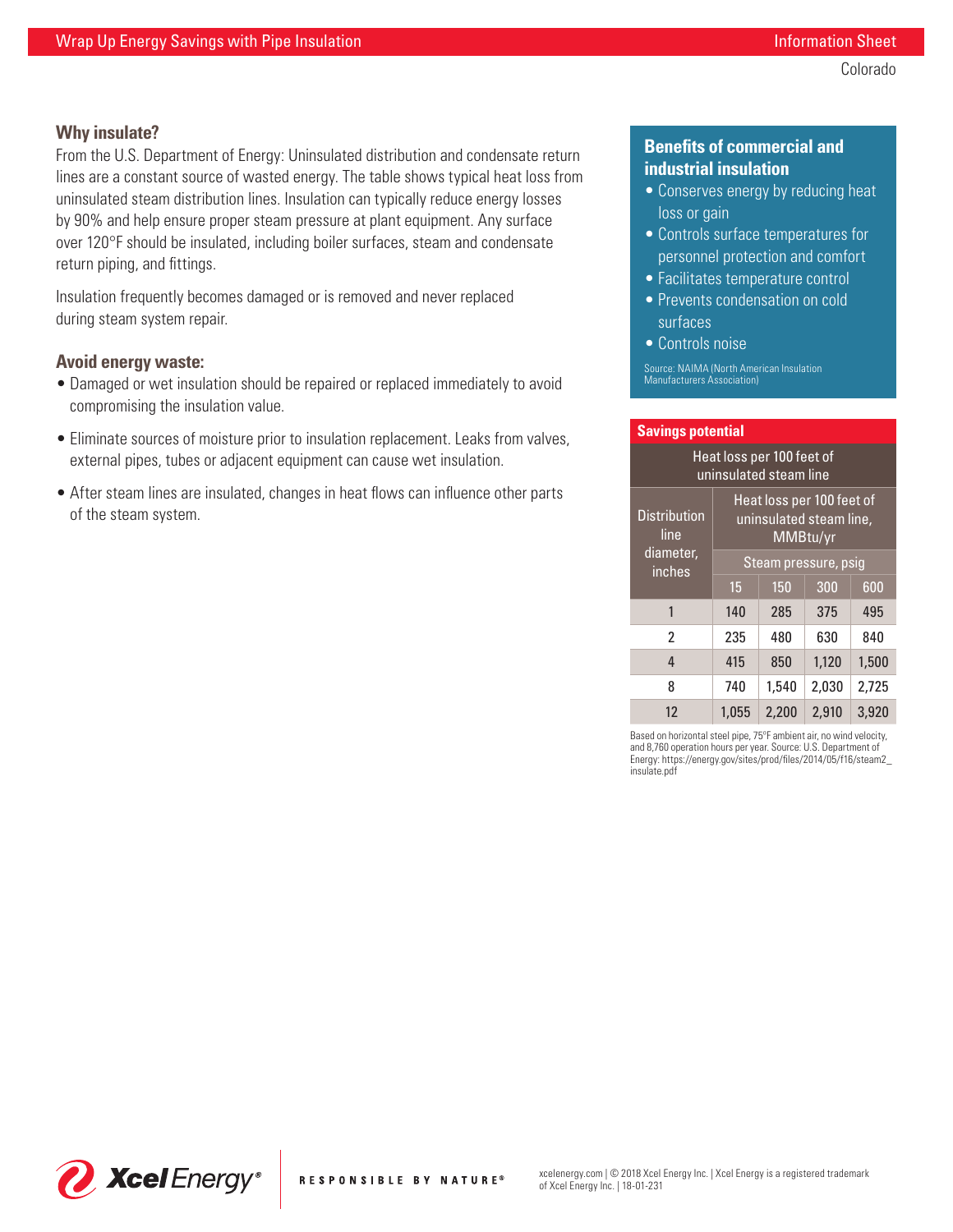## Why insulate?

From the U.S. Department of Energy: Uninsulated distribution and condensate return lines are a constant source of wasted energy. The table shows typical heat loss from uninsulated steam distribution lines. Insulation can typically reduce energy losses by 90% and help ensure proper steam pressure at plant equipment. Any surface over 120°F should be insulated, including boiler surfaces, steam and condensate return piping, and fittings.

Insulation frequently becomes damaged or is removed and never replaced during steam system repair.

## Avoid energy waste:

- Damaged or wet insulation should be repaired or replaced immediately to avoid compromising the insulation value.
- Eliminate sources of moisture prior to insulation replacement. Leaks from valves, external pipes, tubes or adjacent equipment can cause wet insulation.
- After steam lines are insulated, changes in heat flows can influence other parts of the steam system.

### Benefits of commercial and industrial insulation

- Conserves energy by reducing heat loss or gain
- Controls surface temperatures for personnel protection and comfort
- Facilitates temperature control
- Prevents condensation on cold surfaces
- Controls noise

Source: NAIMA (North American Insulation Manufacturers Association)

### Savings potential

Heat loss per 100 feet of uninsulated steam line

| Distribution line diameter, inches | Heat loss per 100 feet of uninsulated steam line, MMBtu/yr | | | |
|---|---|---|---|---|
| | Steam pressure, psig | | | |
| | 15 | 150 | 300 | 600 |
| 1 | 140 | 285 | 375 | 495 |
| 2 | 235 | 480 | 630 | 840 |
| 4 | 415 | 850 | 1,120 | 1,500 |
| 8 | 740 | 1,540 | 2,030 | 2,725 |
| 12 | 1,055 | 2,200 | 2,910 | 3,920 |

Based on horizontal steel pipe, 75°F ambient air, no wind velocity, and 8,760 operation hours per year. Source: U.S. Department of Energy: https://energy.gov/sites/prod/files/2014/05/f16/steam2_insulate.pdf

Xcel Energy® RESPONSIBLE BY NATURE®

xcelenergy.com | © 2018 Xcel Energy Inc. | Xcel Energy is a registered trademark of Xcel Energy Inc. | 18-01-231